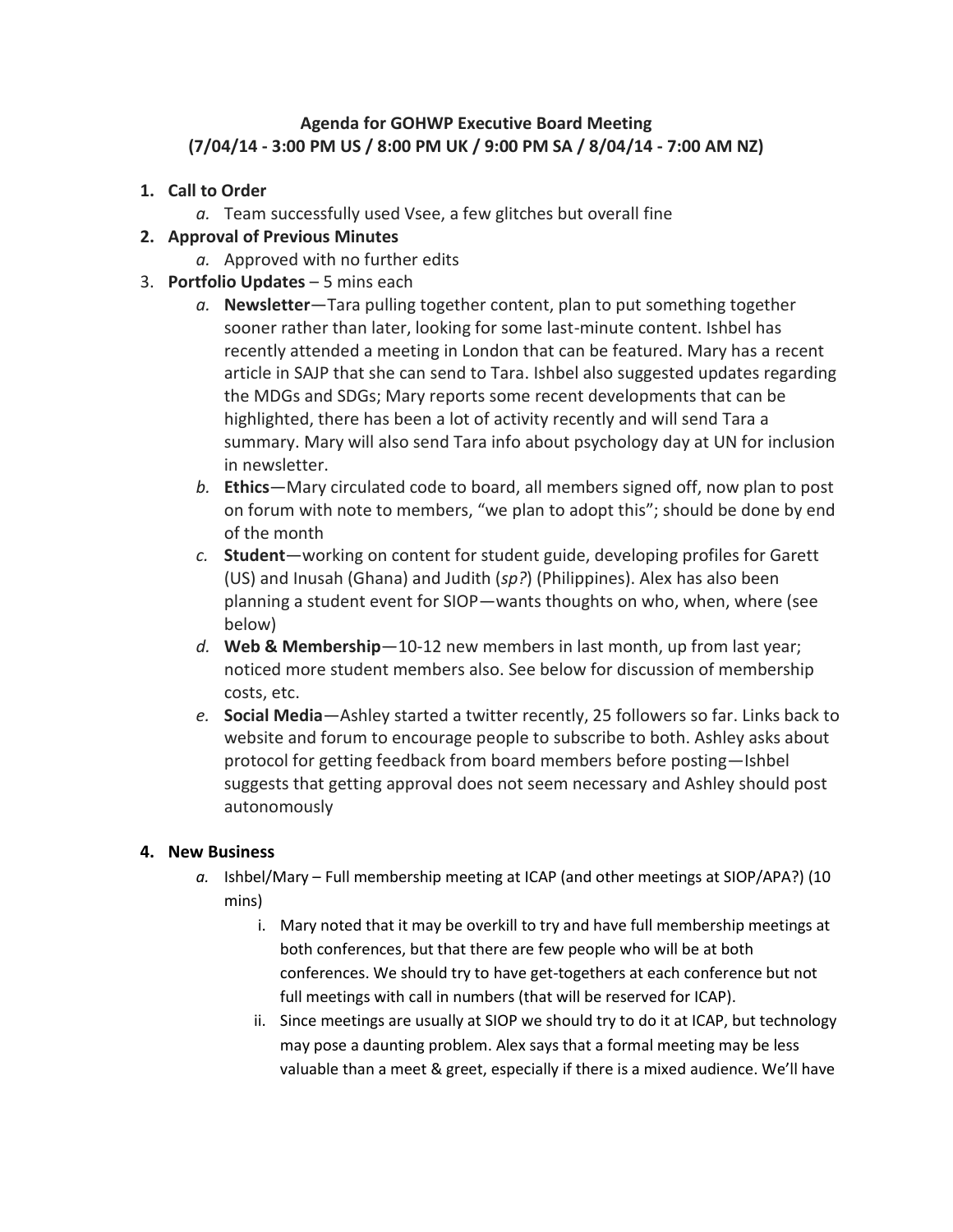**Agenda for GOHWP Executive Board Meeting**
**(7/04/14 - 3:00 PM US / 8:00 PM UK / 9:00 PM SA / 8/04/14 - 7:00 AM NZ)**

1. **Call to Order**
   a. Team successfully used Vsee, a few glitches but overall fine
2. **Approval of Previous Minutes**
   a. Approved with no further edits
3. **Portfolio Updates** – 5 mins each
   a. **Newsletter**—Tara pulling together content, plan to put something together sooner rather than later, looking for some last-minute content. Ishbel has recently attended a meeting in London that can be featured. Mary has a recent article in SAJP that she can send to Tara. Ishbel also suggested updates regarding the MDGs and SDGs; Mary reports some recent developments that can be highlighted, there has been a lot of activity recently and will send Tara a summary. Mary will also send Tara info about psychology day at UN for inclusion in newsletter.
   b. **Ethics**—Mary circulated code to board, all members signed off, now plan to post on forum with note to members, "we plan to adopt this"; should be done by end of the month
   c. **Student**—working on content for student guide, developing profiles for Garett (US) and Inusah (Ghana) and Judith (*sp?*) (Philippines). Alex has also been planning a student event for SIOP—wants thoughts on who, when, where (see below)
   d. **Web & Membership**—10-12 new members in last month, up from last year; noticed more student members also. See below for discussion of membership costs, etc.
   e. **Social Media**—Ashley started a twitter recently, 25 followers so far. Links back to website and forum to encourage people to subscribe to both. Ashley asks about protocol for getting feedback from board members before posting—Ishbel suggests that getting approval does not seem necessary and Ashley should post autonomously

4. **New Business**
   a. Ishbel/Mary – Full membership meeting at ICAP (and other meetings at SIOP/APA?) (10 mins)
      i. Mary noted that it may be overkill to try and have full membership meetings at both conferences, but that there are few people who will be at both conferences. We should try to have get-togethers at each conference but not full meetings with call in numbers (that will be reserved for ICAP).
      ii. Since meetings are usually at SIOP we should try to do it at ICAP, but technology may pose a daunting problem. Alex says that a formal meeting may be less valuable than a meet & greet, especially if there is a mixed audience. We'll have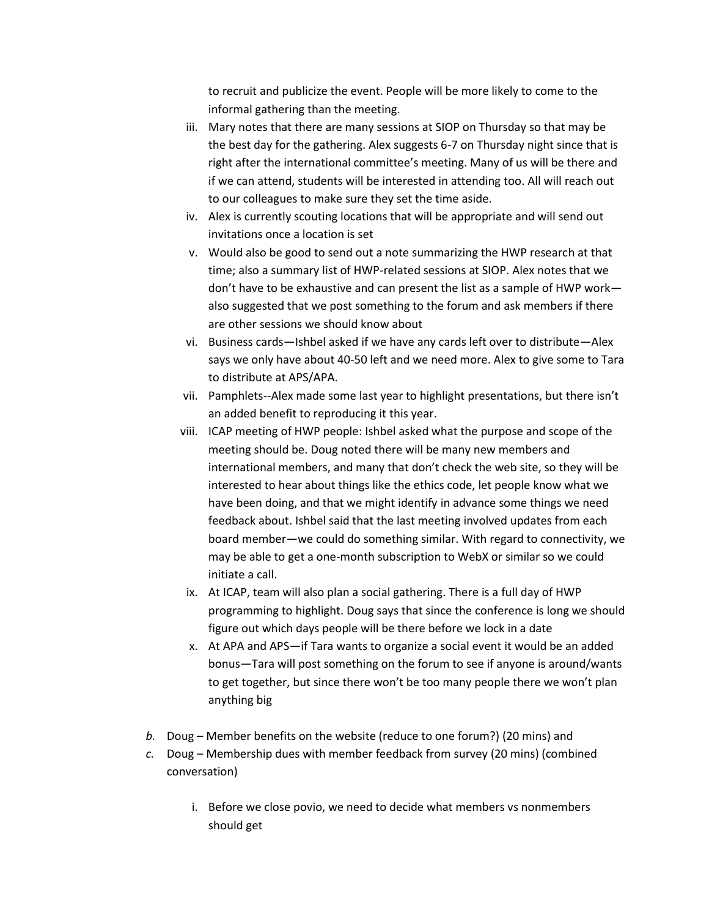to recruit and publicize the event. People will be more likely to come to the informal gathering than the meeting.

   iii. Mary notes that there are many sessions at SIOP on Thursday so that may be the best day for the gathering. Alex suggests 6-7 on Thursday night since that is right after the international committee's meeting. Many of us will be there and if we can attend, students will be interested in attending too. All will reach out to our colleagues to make sure they set the time aside.
   iv. Alex is currently scouting locations that will be appropriate and will send out invitations once a location is set
   v. Would also be good to send out a note summarizing the HWP research at that time; also a summary list of HWP-related sessions at SIOP. Alex notes that we don't have to be exhaustive and can present the list as a sample of HWP work—also suggested that we post something to the forum and ask members if there are other sessions we should know about
   vi. Business cards—Ishbel asked if we have any cards left over to distribute—Alex says we only have about 40-50 left and we need more. Alex to give some to Tara to distribute at APS/APA.
   vii. Pamphlets--Alex made some last year to highlight presentations, but there isn't an added benefit to reproducing it this year.
   viii. ICAP meeting of HWP people: Ishbel asked what the purpose and scope of the meeting should be. Doug noted there will be many new members and international members, and many that don't check the web site, so they will be interested to hear about things like the ethics code, let people know what we have been doing, and that we might identify in advance some things we need feedback about. Ishbel said that the last meeting involved updates from each board member—we could do something similar. With regard to connectivity, we may be able to get a one-month subscription to WebX or similar so we could initiate a call.
   ix. At ICAP, team will also plan a social gathering. There is a full day of HWP programming to highlight. Doug says that since the conference is long we should figure out which days people will be there before we lock in a date
   x. At APA and APS—if Tara wants to organize a social event it would be an added bonus—Tara will post something on the forum to see if anyone is around/wants to get together, but since there won't be too many people there we won't plan anything big

*b.* Doug – Member benefits on the website (reduce to one forum?) (20 mins) and

*c.* Doug – Membership dues with member feedback from survey (20 mins) (combined conversation)

   i. Before we close povio, we need to decide what members vs nonmembers should get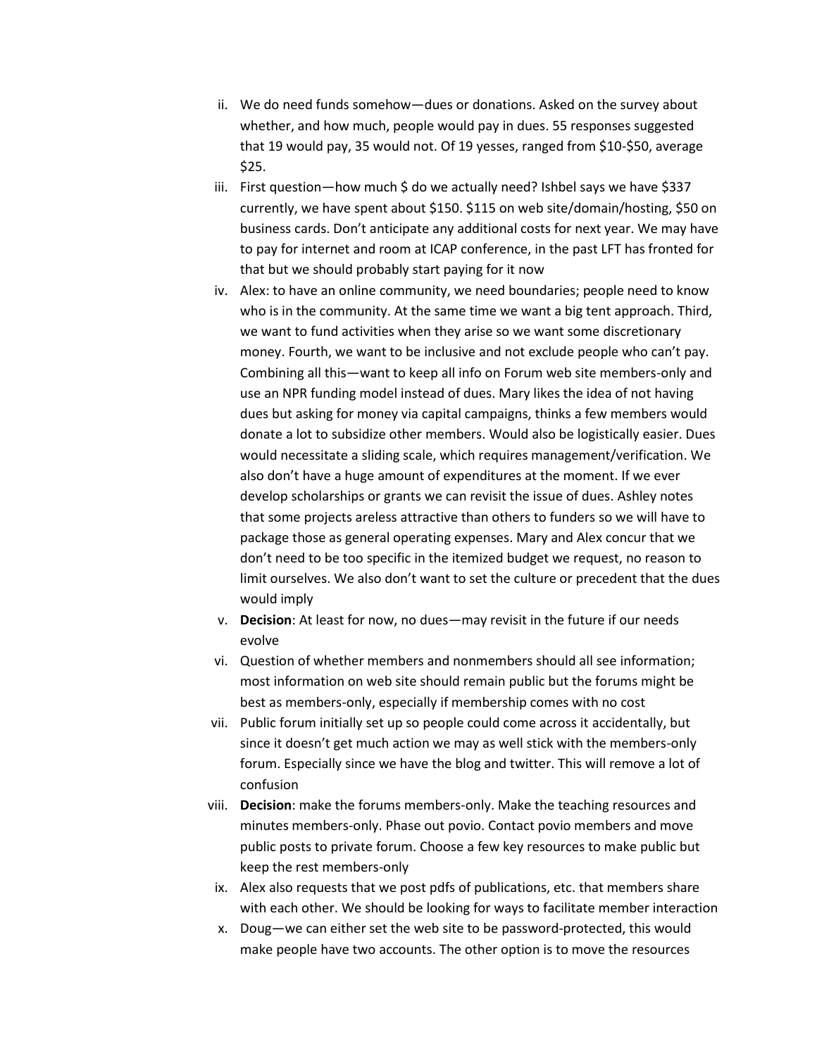ii. We do need funds somehow—dues or donations. Asked on the survey about whether, and how much, people would pay in dues. 55 responses suggested that 19 would pay, 35 would not. Of 19 yesses, ranged from $10-$50, average $25.

iii. First question—how much $ do we actually need? Ishbel says we have $337 currently, we have spent about $150. $115 on web site/domain/hosting, $50 on business cards. Don't anticipate any additional costs for next year. We may have to pay for internet and room at ICAP conference, in the past LFT has fronted for that but we should probably start paying for it now

iv. Alex: to have an online community, we need boundaries; people need to know who is in the community. At the same time we want a big tent approach. Third, we want to fund activities when they arise so we want some discretionary money. Fourth, we want to be inclusive and not exclude people who can't pay. Combining all this—want to keep all info on Forum web site members-only and use an NPR funding model instead of dues. Mary likes the idea of not having dues but asking for money via capital campaigns, thinks a few members would donate a lot to subsidize other members. Would also be logistically easier. Dues would necessitate a sliding scale, which requires management/verification. We also don't have a huge amount of expenditures at the moment. If we ever develop scholarships or grants we can revisit the issue of dues. Ashley notes that some projects areless attractive than others to funders so we will have to package those as general operating expenses. Mary and Alex concur that we don't need to be too specific in the itemized budget we request, no reason to limit ourselves. We also don't want to set the culture or precedent that the dues would imply

v. **Decision**: At least for now, no dues—may revisit in the future if our needs evolve

vi. Question of whether members and nonmembers should all see information; most information on web site should remain public but the forums might be best as members-only, especially if membership comes with no cost

vii. Public forum initially set up so people could come across it accidentally, but since it doesn't get much action we may as well stick with the members-only forum. Especially since we have the blog and twitter. This will remove a lot of confusion

viii. **Decision**: make the forums members-only. Make the teaching resources and minutes members-only. Phase out povio. Contact povio members and move public posts to private forum. Choose a few key resources to make public but keep the rest members-only

ix. Alex also requests that we post pdfs of publications, etc. that members share with each other. We should be looking for ways to facilitate member interaction

x. Doug—we can either set the web site to be password-protected, this would make people have two accounts. The other option is to move the resources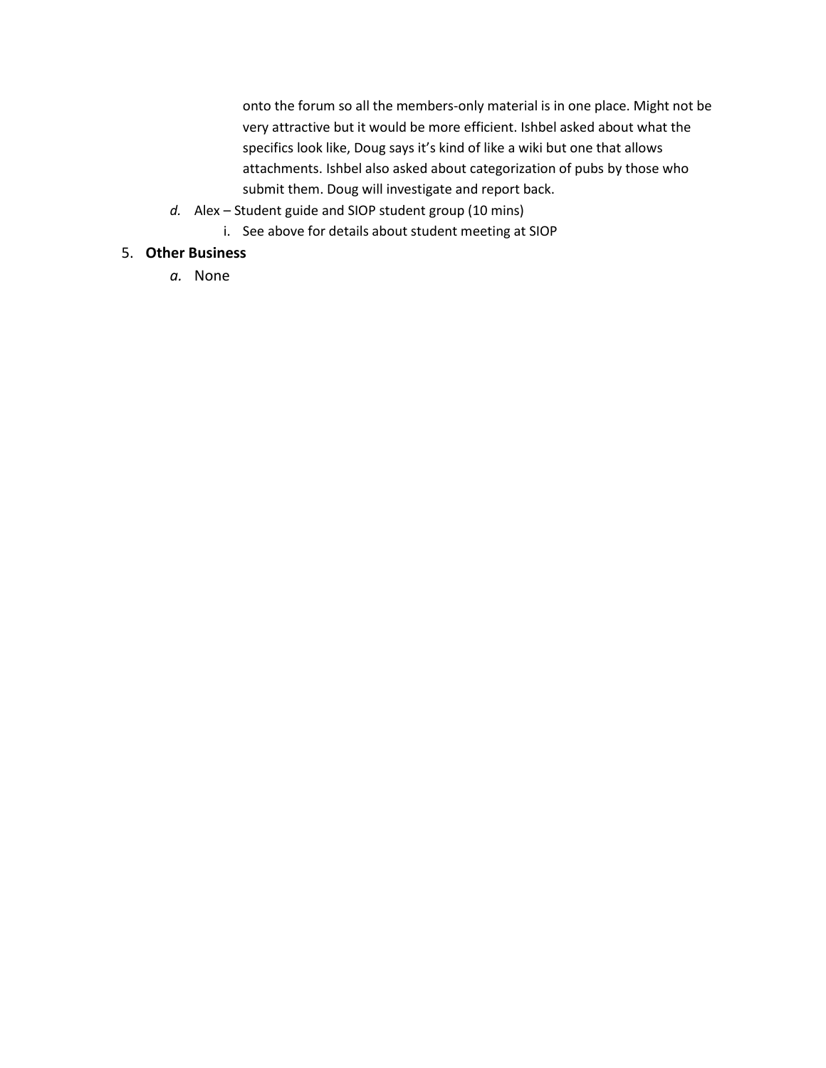onto the forum so all the members-only material is in one place. Might not be very attractive but it would be more efficient. Ishbel asked about what the specifics look like, Doug says it's kind of like a wiki but one that allows attachments. Ishbel also asked about categorization of pubs by those who submit them. Doug will investigate and report back.

   *d.* Alex – Student guide and SIOP student group (10 mins)

      i. See above for details about student meeting at SIOP

5. **Other Business**

   *a.* None